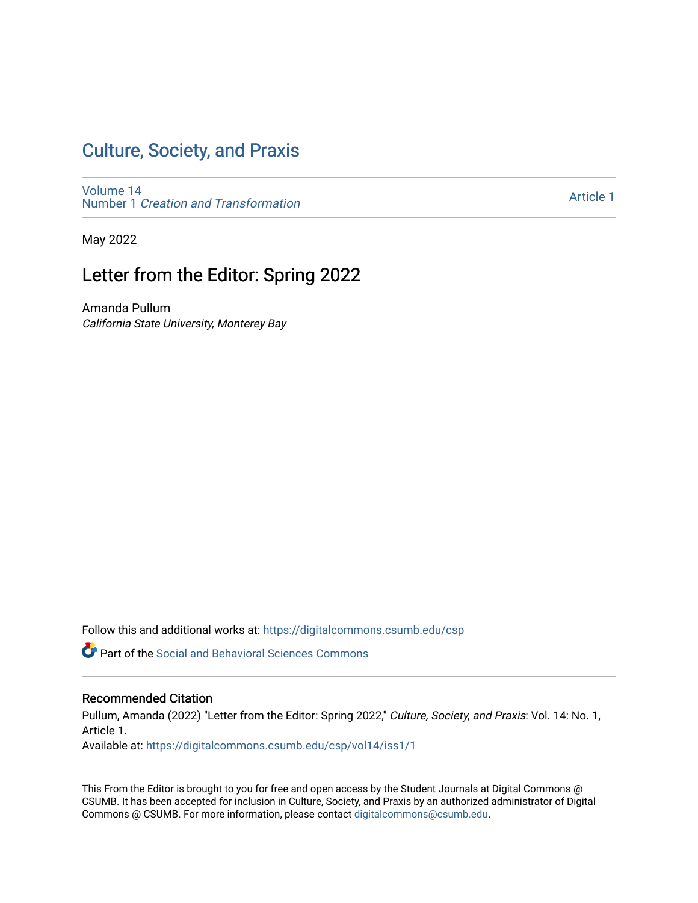# Culture, Society, and Praxis

Volume 14
Number 1 *Creation and Transformation*

Article 1

May 2022

## Letter from the Editor: Spring 2022

Amanda Pullum
*California State University, Monterey Bay*

Follow this and additional works at: https://digitalcommons.csumb.edu/csp

Part of the Social and Behavioral Sciences Commons

### Recommended Citation

Pullum, Amanda (2022) "Letter from the Editor: Spring 2022," *Culture, Society, and Praxis*: Vol. 14: No. 1, Article 1.
Available at: https://digitalcommons.csumb.edu/csp/vol14/iss1/1

This From the Editor is brought to you for free and open access by the Student Journals at Digital Commons @ CSUMB. It has been accepted for inclusion in Culture, Society, and Praxis by an authorized administrator of Digital Commons @ CSUMB. For more information, please contact digitalcommons@csumb.edu.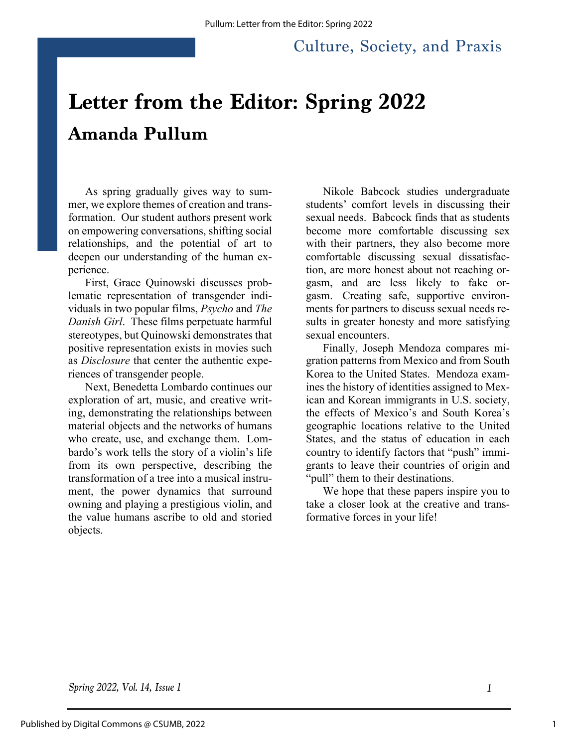Culture, Society, and Praxis

# Letter from the Editor: Spring 2022

## Amanda Pullum

As spring gradually gives way to summer, we explore themes of creation and transformation. Our student authors present work on empowering conversations, shifting social relationships, and the potential of art to deepen our understanding of the human experience.

First, Grace Quinowski discusses problematic representation of transgender individuals in two popular films, *Psycho* and *The Danish Girl*. These films perpetuate harmful stereotypes, but Quinowski demonstrates that positive representation exists in movies such as *Disclosure* that center the authentic experiences of transgender people.

Next, Benedetta Lombardo continues our exploration of art, music, and creative writing, demonstrating the relationships between material objects and the networks of humans who create, use, and exchange them. Lombardo's work tells the story of a violin's life from its own perspective, describing the transformation of a tree into a musical instrument, the power dynamics that surround owning and playing a prestigious violin, and the value humans ascribe to old and storied objects.

Nikole Babcock studies undergraduate students' comfort levels in discussing their sexual needs. Babcock finds that as students become more comfortable discussing sex with their partners, they also become more comfortable discussing sexual dissatisfaction, are more honest about not reaching orgasm, and are less likely to fake orgasm. Creating safe, supportive environments for partners to discuss sexual needs results in greater honesty and more satisfying sexual encounters.

Finally, Joseph Mendoza compares migration patterns from Mexico and from South Korea to the United States. Mendoza examines the history of identities assigned to Mexican and Korean immigrants in U.S. society, the effects of Mexico's and South Korea's geographic locations relative to the United States, and the status of education in each country to identify factors that "push" immigrants to leave their countries of origin and "pull" them to their destinations.

We hope that these papers inspire you to take a closer look at the creative and transformative forces in your life!